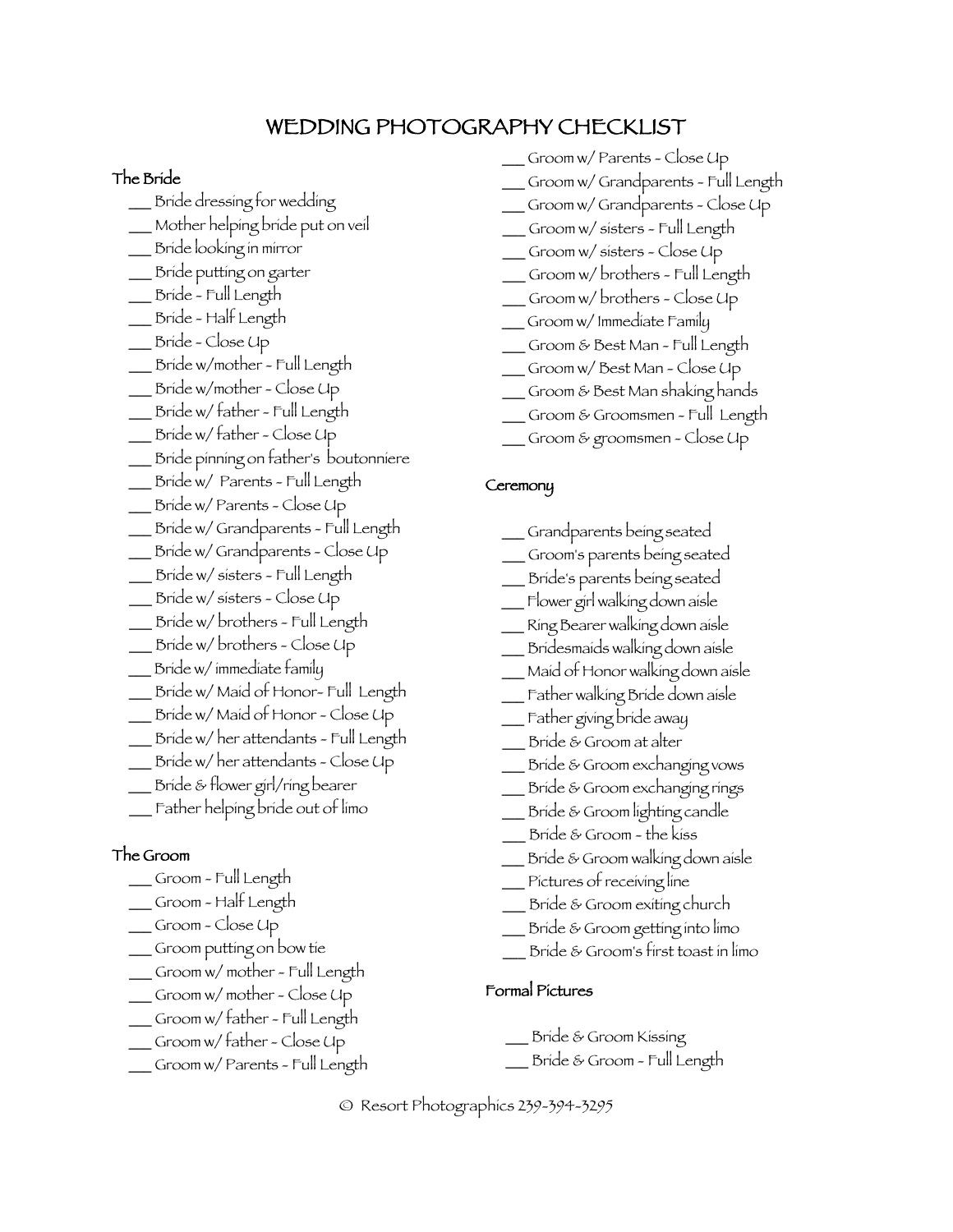# WEDDING PHOTOGRAPHY CHECKLIST

## The Bride

- ___ Bride dressing for wedding
- ___ Mother helping bride put on veil
- ___ Bride looking in mirror
- ___ Bride putting on garter
- ___ Bride - Full Length
- ___ Bride - Half Length
- ___ Bride - Close Up
- ___ Bride w/mother - Full Length
- ___ Bride w/mother - Close Up
- ___ Bride w/ father - Full Length
- ___ Bride w/ father - Close Up
- ___ Bride pinning on father's boutonniere
- ___ Bride w/ Parents - Full Length
- ___ Bride w/ Parents - Close Up
- ___ Bride w/ Grandparents - Full Length
- ___ Bride w/ Grandparents - Close Up
- ___ Bride w/ sisters - Full Length
- ___ Bride w/ sisters - Close Up
- ___ Bride w/ brothers - Full Length
- ___ Bride w/ brothers - Close Up
- ___ Bride w/ immediate family
- ___ Bride w/ Maid of Honor- Full Length
- ___ Bride w/ Maid of Honor - Close Up
- ___ Bride w/ her attendants - Full Length
- ___ Bride w/ her attendants - Close Up
- ___ Bride & flower girl/ring bearer
- ___ Father helping bride out of limo

## The Groom

- ___ Groom - Full Length
- ___ Groom - Half Length
- ___ Groom - Close Up
- ___ Groom putting on bow tie
- ___ Groom w/ mother - Full Length
- ___ Groom w/ mother - Close Up
- ___ Groom w/ father - Full Length
- ___ Groom w/ father - Close Up
- ___ Groom w/ Parents - Full Length
- ___ Groom w/ Parents - Close Up
- ___ Groom w/ Grandparents - Full Length
- ___ Groom w/ Grandparents - Close Up
- ___ Groom w/ sisters - Full Length
- ___ Groom w/ sisters - Close Up
- ___ Groom w/ brothers - Full Length
- ___ Groom w/ brothers - Close Up
- ___ Groom w/ Immediate Family
- ___ Groom & Best Man - Full Length
- ___ Groom w/ Best Man - Close Up
- ___ Groom & Best Man shaking hands
- ___ Groom & Groomsmen - Full Length
- ___ Groom & groomsmen - Close Up

## Ceremony

- ___ Grandparents being seated
- ___ Groom's parents being seated
- ___ Bride's parents being seated
- ___ Flower girl walking down aisle
- ___ Ring Bearer walking down aisle
- ___ Bridesmaids walking down aisle
- ___ Maid of Honor walking down aisle
- ___ Father walking Bride down aisle
- ___ Father giving bride away
- ___ Bride & Groom at alter
- ___ Bride & Groom exchanging vows
- ___ Bride & Groom exchanging rings
- ___ Bride & Groom lighting candle
- ___ Bride & Groom - the kiss
- ___ Bride & Groom walking down aisle
- ___ Pictures of receiving line
- ___ Bride & Groom exiting church
- ___ Bride & Groom getting into limo
- ___ Bride & Groom's first toast in limo

## Formal Pictures

- ___ Bride & Groom Kissing
- ___ Bride & Groom - Full Length

© Resort Photographics 239-394-3295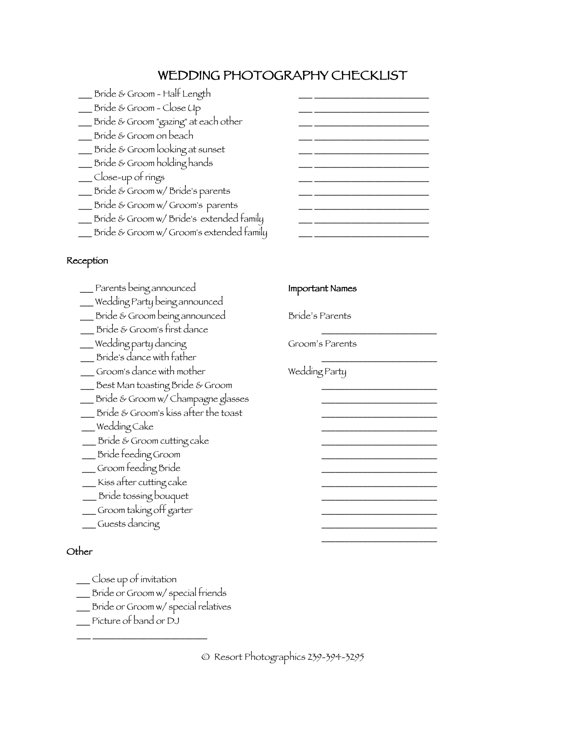# WEDDING PHOTOGRAPHY CHECKLIST

___ Bride & Groom - Half Length ___ ____________________
___ Bride & Groom - Close Up ___ ____________________
___ Bride & Groom "gazing" at each other ___ ____________________
___ Bride & Groom on beach ___ ____________________
___ Bride & Groom looking at sunset ___ ____________________
___ Bride & Groom holding hands ___ ____________________
___ Close-up of rings ___ ____________________
___ Bride & Groom w/ Bride's parents ___ ____________________
___ Bride & Groom w/ Groom's parents ___ ____________________
___ Bride & Groom w/ Bride's extended family ___ ____________________
___ Bride & Groom w/ Groom's extended family ___ ____________________

## Reception

___ Parents being announced
___ Wedding Party being announced
___ Bride & Groom being announced
___ Bride & Groom's first dance
___ Wedding party dancing
___ Bride's dance with father
___ Groom's dance with mother
___ Best Man toasting Bride & Groom
___ Bride & Groom w/ Champagne glasses
___ Bride & Groom's kiss after the toast
___ Wedding Cake
___ Bride & Groom cutting cake
___ Bride feeding Groom
___ Groom feeding Bride
___ Kiss after cutting cake
___ Bride tossing bouquet
___ Groom taking off garter
___ Guests dancing

**Important Names**

Bride's Parents
____________________

Groom's Parents
____________________

Wedding Party
____________________
____________________
____________________
____________________
____________________
____________________
____________________
____________________
____________________
____________________
____________________

## Other

___ Close up of invitation
___ Bride or Groom w/ special friends
___ Bride or Groom w/ special relatives
___ Picture of band or DJ
___ ____________________

© Resort Photographics 239-394-3295